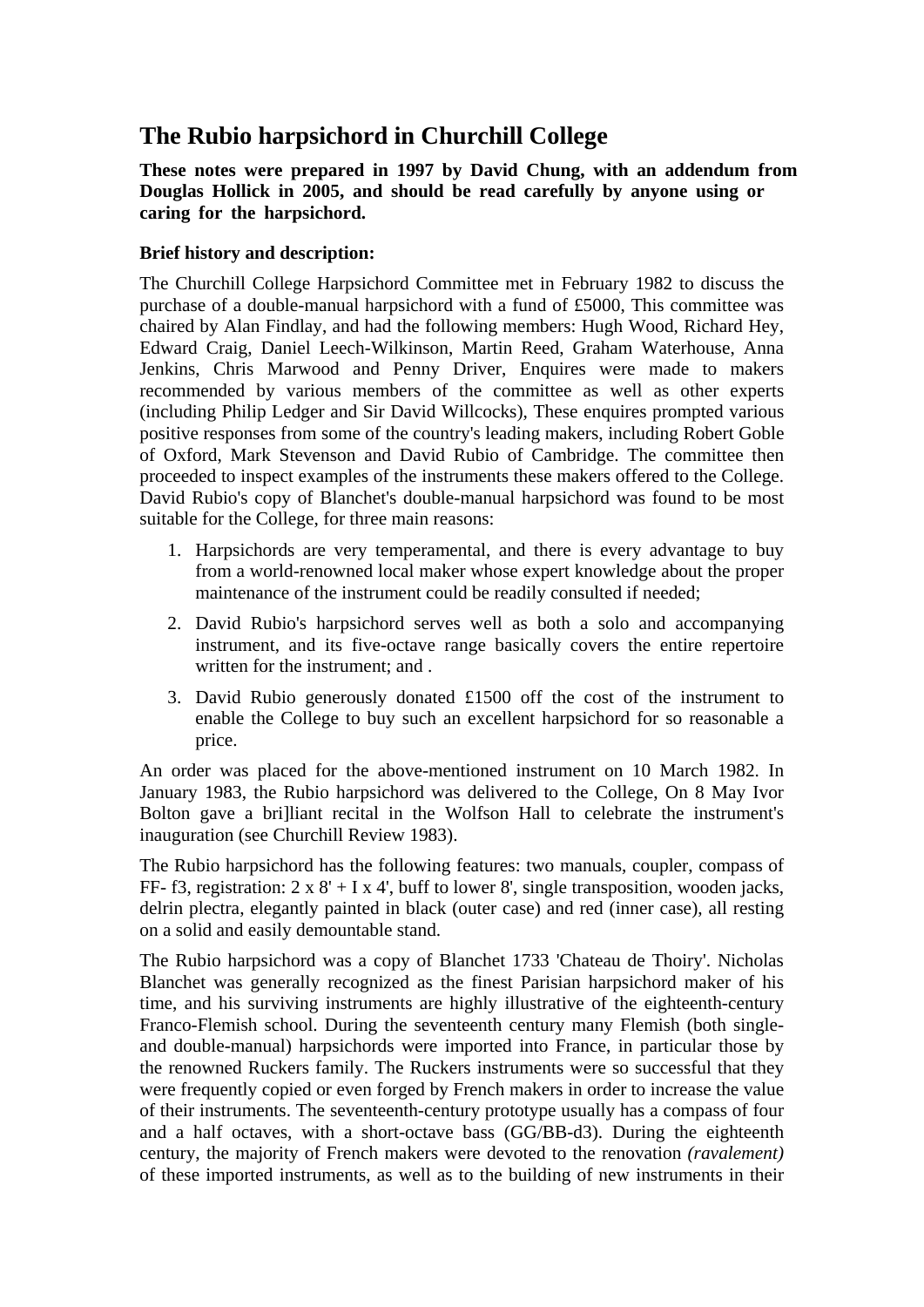# The Rubio harpsichord in Churchill College

**These notes were prepared in 1997 by David Chung, with an addendum from Douglas Hollick in 2005, and should be read carefully by anyone using or caring for the harpsichord.**

### Brief history and description:

The Churchill College Harpsichord Committee met in February 1982 to discuss the purchase of a double-manual harpsichord with a fund of £5000, This committee was chaired by Alan Findlay, and had the following members: Hugh Wood, Richard Hey, Edward Craig, Daniel Leech-Wilkinson, Martin Reed, Graham Waterhouse, Anna Jenkins, Chris Marwood and Penny Driver, Enquires were made to makers recommended by various members of the committee as well as other experts (including Philip Ledger and Sir David Willcocks), These enquires prompted various positive responses from some of the country's leading makers, including Robert Goble of Oxford, Mark Stevenson and David Rubio of Cambridge. The committee then proceeded to inspect examples of the instruments these makers offered to the College. David Rubio's copy of Blanchet's double-manual harpsichord was found to be most suitable for the College, for three main reasons:

1. Harpsichords are very temperamental, and there is every advantage to buy from a world-renowned local maker whose expert knowledge about the proper maintenance of the instrument could be readily consulted if needed;
2. David Rubio's harpsichord serves well as both a solo and accompanying instrument, and its five-octave range basically covers the entire repertoire written for the instrument; and .
3. David Rubio generously donated £1500 off the cost of the instrument to enable the College to buy such an excellent harpsichord for so reasonable a price.

An order was placed for the above-mentioned instrument on 10 March 1982. In January 1983, the Rubio harpsichord was delivered to the College, On 8 May Ivor Bolton gave a bri]liant recital in the Wolfson Hall to celebrate the instrument's inauguration (see Churchill Review 1983).

The Rubio harpsichord has the following features: two manuals, coupler, compass of FF- f3, registration: 2 x 8' + I x 4', buff to lower 8', single transposition, wooden jacks, delrin plectra, elegantly painted in black (outer case) and red (inner case), all resting on a solid and easily demountable stand.

The Rubio harpsichord was a copy of Blanchet 1733 'Chateau de Thoiry'. Nicholas Blanchet was generally recognized as the finest Parisian harpsichord maker of his time, and his surviving instruments are highly illustrative of the eighteenth-century Franco-Flemish school. During the seventeenth century many Flemish (both single- and double-manual) harpsichords were imported into France, in particular those by the renowned Ruckers family. The Ruckers instruments were so successful that they were frequently copied or even forged by French makers in order to increase the value of their instruments. The seventeenth-century prototype usually has a compass of four and a half octaves, with a short-octave bass (GG/BB-d3). During the eighteenth century, the majority of French makers were devoted to the renovation *(ravalement)* of these imported instruments, as well as to the building of new instruments in their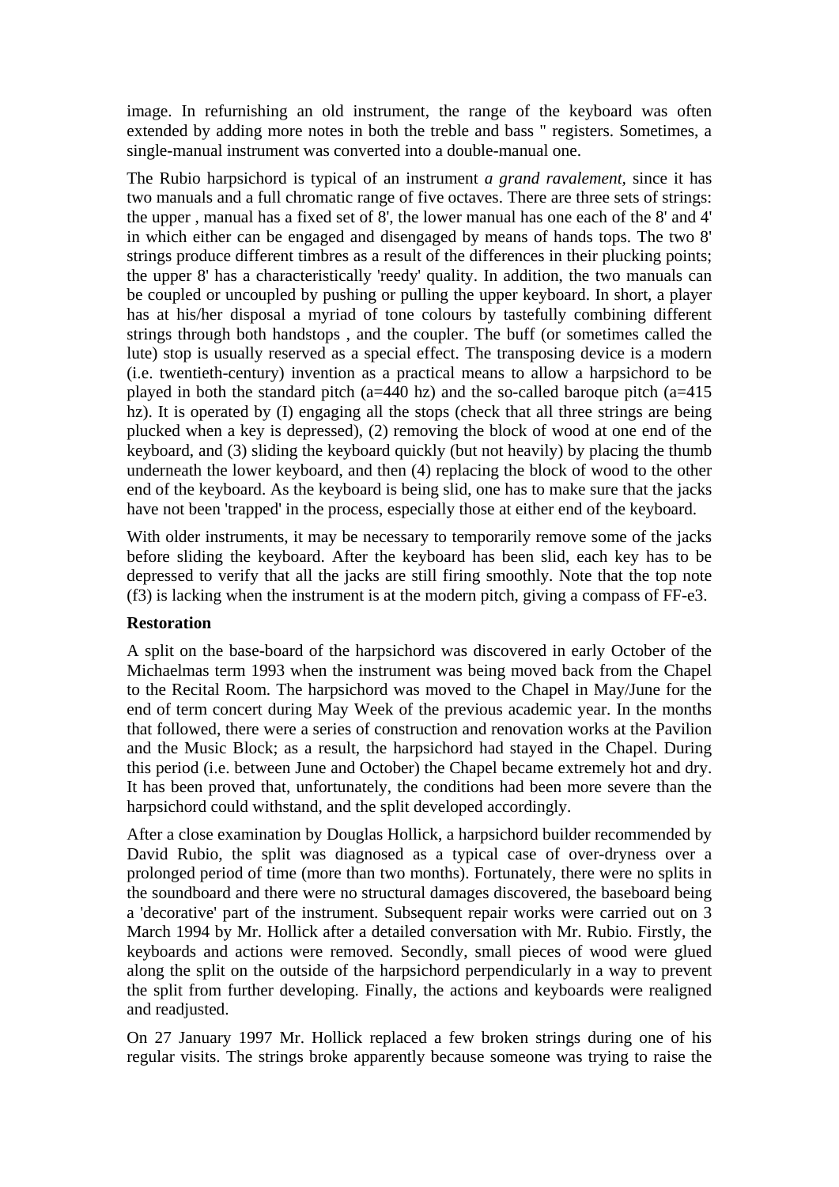image. In refurnishing an old instrument, the range of the keyboard was often extended by adding more notes in both the treble and bass " registers. Sometimes, a single-manual instrument was converted into a double-manual one.

The Rubio harpsichord is typical of an instrument *a grand ravalement*, since it has two manuals and a full chromatic range of five octaves. There are three sets of strings: the upper , manual has a fixed set of 8', the lower manual has one each of the 8' and 4' in which either can be engaged and disengaged by means of hands tops. The two 8' strings produce different timbres as a result of the differences in their plucking points; the upper 8' has a characteristically 'reedy' quality. In addition, the two manuals can be coupled or uncoupled by pushing or pulling the upper keyboard. In short, a player has at his/her disposal a myriad of tone colours by tastefully combining different strings through both handstops , and the coupler. The buff (or sometimes called the lute) stop is usually reserved as a special effect. The transposing device is a modern (i.e. twentieth-century) invention as a practical means to allow a harpsichord to be played in both the standard pitch (a=440 hz) and the so-called baroque pitch (a=415 hz). It is operated by (I) engaging all the stops (check that all three strings are being plucked when a key is depressed), (2) removing the block of wood at one end of the keyboard, and (3) sliding the keyboard quickly (but not heavily) by placing the thumb underneath the lower keyboard, and then (4) replacing the block of wood to the other end of the keyboard. As the keyboard is being slid, one has to make sure that the jacks have not been 'trapped' in the process, especially those at either end of the keyboard.

With older instruments, it may be necessary to temporarily remove some of the jacks before sliding the keyboard. After the keyboard has been slid, each key has to be depressed to verify that all the jacks are still firing smoothly. Note that the top note (f3) is lacking when the instrument is at the modern pitch, giving a compass of FF-e3.

**Restoration**

A split on the base-board of the harpsichord was discovered in early October of the Michaelmas term 1993 when the instrument was being moved back from the Chapel to the Recital Room. The harpsichord was moved to the Chapel in May/June for the end of term concert during May Week of the previous academic year. In the months that followed, there were a series of construction and renovation works at the Pavilion and the Music Block; as a result, the harpsichord had stayed in the Chapel. During this period (i.e. between June and October) the Chapel became extremely hot and dry. It has been proved that, unfortunately, the conditions had been more severe than the harpsichord could withstand, and the split developed accordingly.

After a close examination by Douglas Hollick, a harpsichord builder recommended by David Rubio, the split was diagnosed as a typical case of over-dryness over a prolonged period of time (more than two months). Fortunately, there were no splits in the soundboard and there were no structural damages discovered, the baseboard being a 'decorative' part of the instrument. Subsequent repair works were carried out on 3 March 1994 by Mr. Hollick after a detailed conversation with Mr. Rubio. Firstly, the keyboards and actions were removed. Secondly, small pieces of wood were glued along the split on the outside of the harpsichord perpendicularly in a way to prevent the split from further developing. Finally, the actions and keyboards were realigned and readjusted.

On 27 January 1997 Mr. Hollick replaced a few broken strings during one of his regular visits. The strings broke apparently because someone was trying to raise the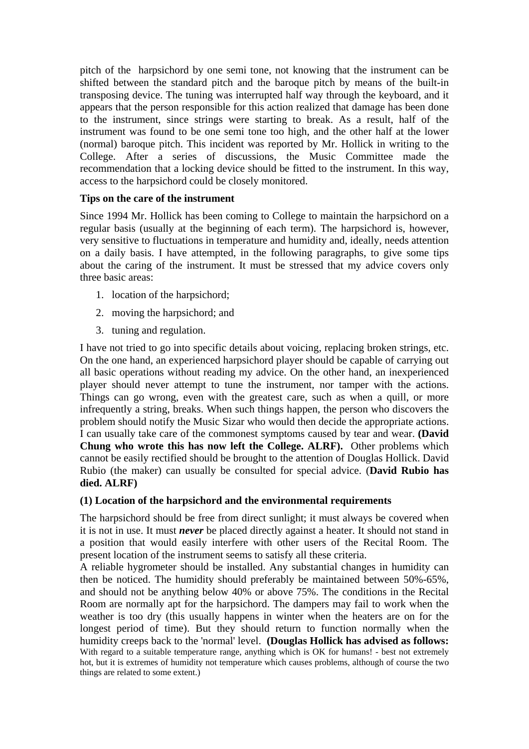pitch of the harpsichord by one semi tone, not knowing that the instrument can be shifted between the standard pitch and the baroque pitch by means of the built-in transposing device. The tuning was interrupted half way through the keyboard, and it appears that the person responsible for this action realized that damage has been done to the instrument, since strings were starting to break. As a result, half of the instrument was found to be one semi tone too high, and the other half at the lower (normal) baroque pitch. This incident was reported by Mr. Hollick in writing to the College. After a series of discussions, the Music Committee made the recommendation that a locking device should be fitted to the instrument. In this way, access to the harpsichord could be closely monitored.

**Tips on the care of the instrument**

Since 1994 Mr. Hollick has been coming to College to maintain the harpsichord on a regular basis (usually at the beginning of each term). The harpsichord is, however, very sensitive to fluctuations in temperature and humidity and, ideally, needs attention on a daily basis. I have attempted, in the following paragraphs, to give some tips about the caring of the instrument. It must be stressed that my advice covers only three basic areas:

1. location of the harpsichord;
2. moving the harpsichord; and
3. tuning and regulation.

I have not tried to go into specific details about voicing, replacing broken strings, etc. On the one hand, an experienced harpsichord player should be capable of carrying out all basic operations without reading my advice. On the other hand, an inexperienced player should never attempt to tune the instrument, nor tamper with the actions. Things can go wrong, even with the greatest care, such as when a quill, or more infrequently a string, breaks. When such things happen, the person who discovers the problem should notify the Music Sizar who would then decide the appropriate actions. I can usually take care of the commonest symptoms caused by tear and wear. **(David Chung who wrote this has now left the College. ALRF).** Other problems which cannot be easily rectified should be brought to the attention of Douglas Hollick. David Rubio (the maker) can usually be consulted for special advice. (**David Rubio has died. ALRF)**

**(1) Location of the harpsichord and the environmental requirements**

The harpsichord should be free from direct sunlight; it must always be covered when it is not in use. It must ***never*** be placed directly against a heater. It should not stand in a position that would easily interfere with other users of the Recital Room. The present location of the instrument seems to satisfy all these criteria.

A reliable hygrometer should be installed. Any substantial changes in humidity can then be noticed. The humidity should preferably be maintained between 50%-65%, and should not be anything below 40% or above 75%. The conditions in the Recital Room are normally apt for the harpsichord. The dampers may fail to work when the weather is too dry (this usually happens in winter when the heaters are on for the longest period of time). But they should return to function normally when the humidity creeps back to the 'normal' level. **(Douglas Hollick has advised as follows:** With regard to a suitable temperature range, anything which is OK for humans! - best not extremely hot, but it is extremes of humidity not temperature which causes problems, although of course the two things are related to some extent.)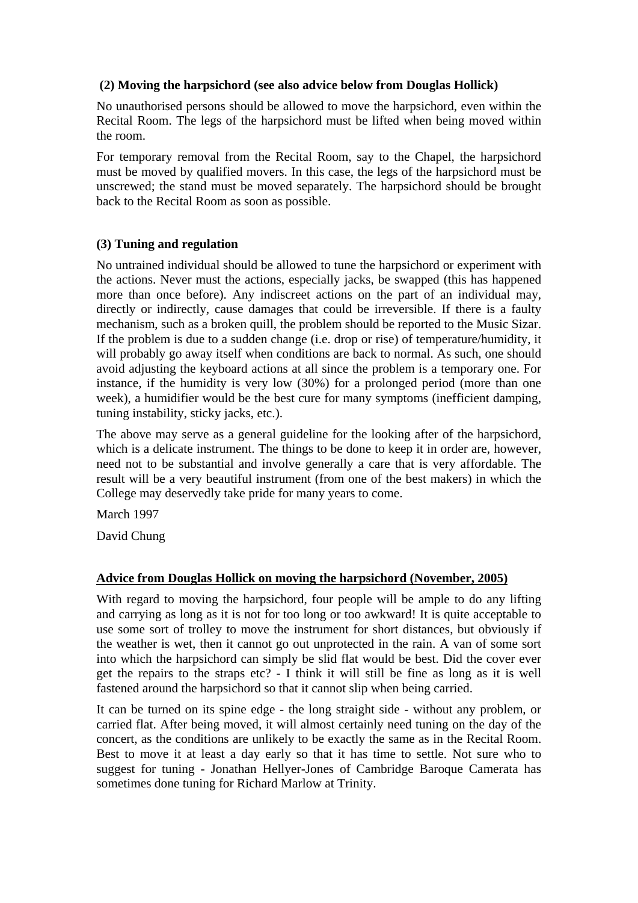**(2) Moving the harpsichord (see also advice below from Douglas Hollick)**

No unauthorised persons should be allowed to move the harpsichord, even within the Recital Room. The legs of the harpsichord must be lifted when being moved within the room.

For temporary removal from the Recital Room, say to the Chapel, the harpsichord must be moved by qualified movers. In this case, the legs of the harpsichord must be unscrewed; the stand must be moved separately. The harpsichord should be brought back to the Recital Room as soon as possible.

**(3) Tuning and regulation**

No untrained individual should be allowed to tune the harpsichord or experiment with the actions. Never must the actions, especially jacks, be swapped (this has happened more than once before). Any indiscreet actions on the part of an individual may, directly or indirectly, cause damages that could be irreversible. If there is a faulty mechanism, such as a broken quill, the problem should be reported to the Music Sizar. If the problem is due to a sudden change (i.e. drop or rise) of temperature/humidity, it will probably go away itself when conditions are back to normal. As such, one should avoid adjusting the keyboard actions at all since the problem is a temporary one. For instance, if the humidity is very low (30%) for a prolonged period (more than one week), a humidifier would be the best cure for many symptoms (inefficient damping, tuning instability, sticky jacks, etc.).

The above may serve as a general guideline for the looking after of the harpsichord, which is a delicate instrument. The things to be done to keep it in order are, however, need not to be substantial and involve generally a care that is very affordable. The result will be a very beautiful instrument (from one of the best makers) in which the College may deservedly take pride for many years to come.

March 1997

David Chung

**Advice from Douglas Hollick on moving the harpsichord (November, 2005)**

With regard to moving the harpsichord, four people will be ample to do any lifting and carrying as long as it is not for too long or too awkward! It is quite acceptable to use some sort of trolley to move the instrument for short distances, but obviously if the weather is wet, then it cannot go out unprotected in the rain. A van of some sort into which the harpsichord can simply be slid flat would be best. Did the cover ever get the repairs to the straps etc? - I think it will still be fine as long as it is well fastened around the harpsichord so that it cannot slip when being carried.

It can be turned on its spine edge - the long straight side - without any problem, or carried flat. After being moved, it will almost certainly need tuning on the day of the concert, as the conditions are unlikely to be exactly the same as in the Recital Room. Best to move it at least a day early so that it has time to settle. Not sure who to suggest for tuning - Jonathan Hellyer-Jones of Cambridge Baroque Camerata has sometimes done tuning for Richard Marlow at Trinity.